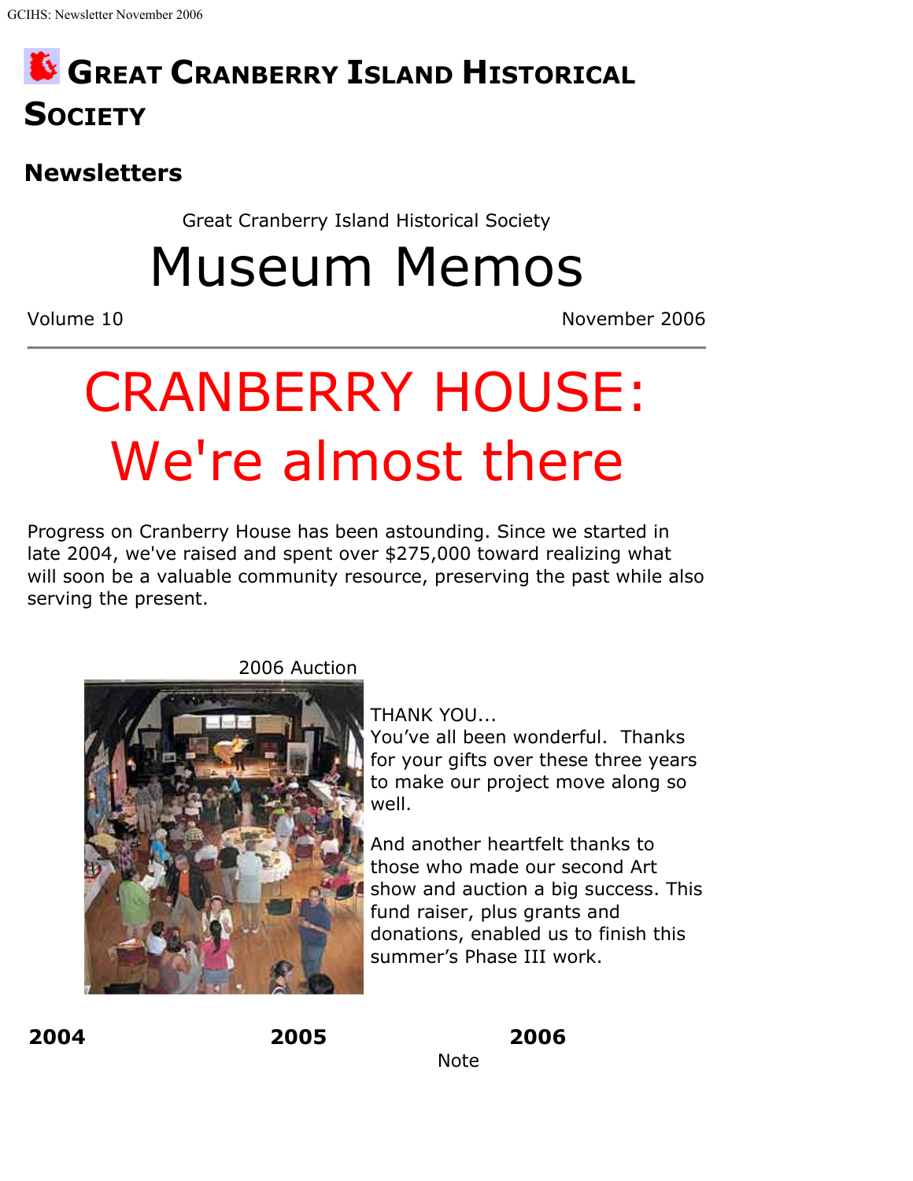# Great Cranberry Island Historical Society

## Newsletters

Great Cranberry Island Historical Society

# Museum Memos

Volume 10 November 2006

---

# CRANBERRY HOUSE: We're almost there

Progress on Cranberry House has been astounding. Since we started in late 2004, we've raised and spent over $275,000 toward realizing what will soon be a valuable community resource, preserving the past while also serving the present.

2006 Auction

THANK YOU...
You've all been wonderful. Thanks for your gifts over these three years to make our project move along so well.

And another heartfelt thanks to those who made our second Art show and auction a big success. This fund raiser, plus grants and donations, enabled us to finish this summer's Phase III work.

**2004** **2005** **2006**

Note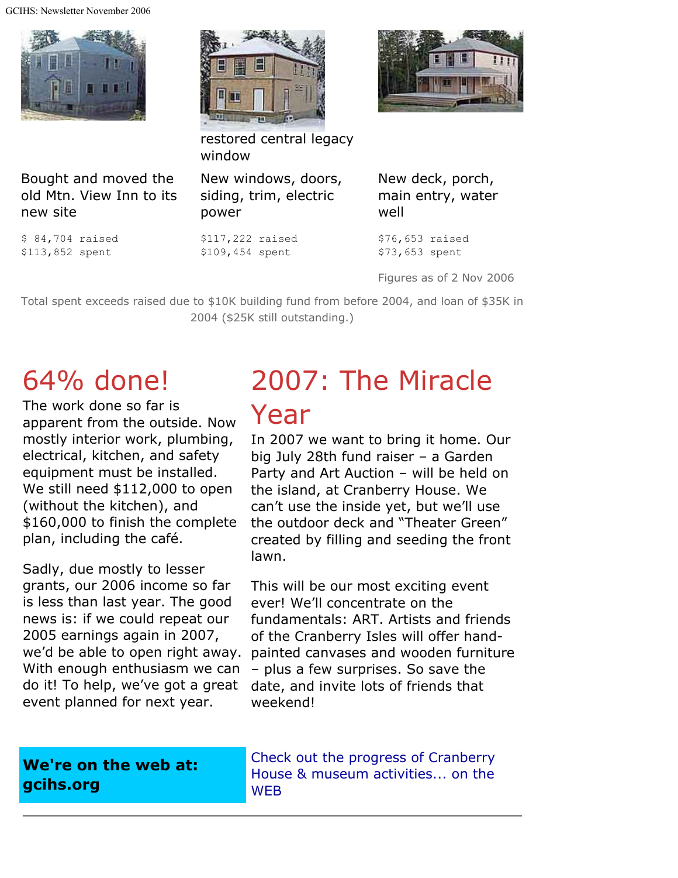restored central legacy window

| Bought and moved the old Mtn. View Inn to its new site | New windows, doors, siding, trim, electric power | New deck, porch, main entry, water well |
| --- | --- | --- |
| $ 84,704 raised<br>$113,852 spent | $117,222 raised<br>$109,454 spent | $76,653 raised<br>$73,653 spent |

Figures as of 2 Nov 2006

Total spent exceeds raised due to $10K building fund from before 2004, and loan of $35K in 2004 ($25K still outstanding.)

# 64% done!

The work done so far is apparent from the outside. Now mostly interior work, plumbing, electrical, kitchen, and safety equipment must be installed. We still need $112,000 to open (without the kitchen), and $160,000 to finish the complete plan, including the café.

Sadly, due mostly to lesser grants, our 2006 income so far is less than last year. The good news is: if we could repeat our 2005 earnings again in 2007, we'd be able to open right away. With enough enthusiasm we can do it! To help, we've got a great event planned for next year.

# 2007: The Miracle Year

In 2007 we want to bring it home. Our big July 28th fund raiser – a Garden Party and Art Auction – will be held on the island, at Cranberry House. We can't use the inside yet, but we'll use the outdoor deck and "Theater Green" created by filling and seeding the front lawn.

This will be our most exciting event ever! We'll concentrate on the fundamentals: ART. Artists and friends of the Cranberry Isles will offer hand-painted canvases and wooden furniture – plus a few surprises. So save the date, and invite lots of friends that weekend!

**We're on the web at: gcihs.org**

Check out the progress of Cranberry House & museum activities... on the WEB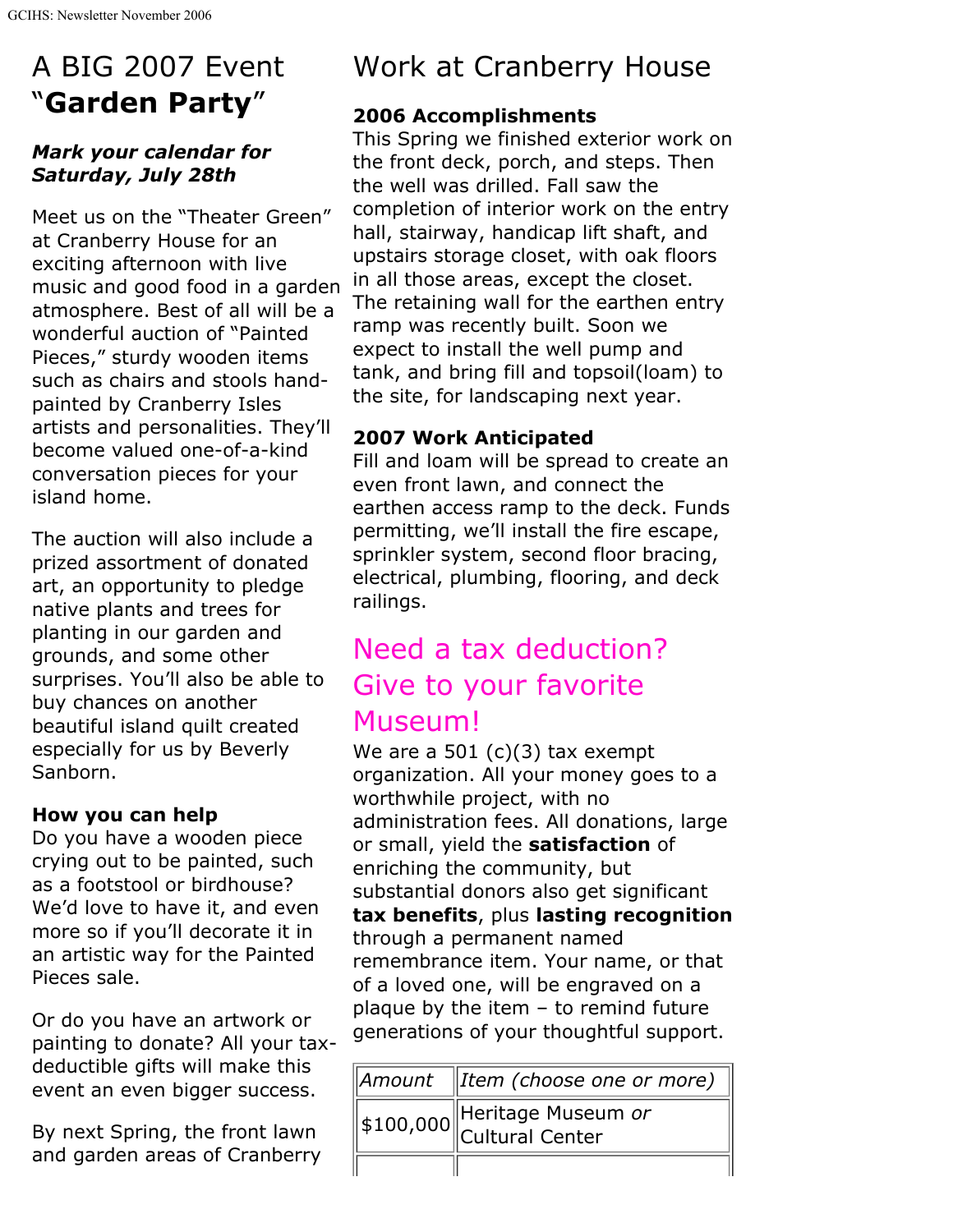# A BIG 2007 Event "**Garden Party**"

***Mark your calendar for Saturday, July 28th***

Meet us on the "Theater Green" at Cranberry House for an exciting afternoon with live music and good food in a garden atmosphere. Best of all will be a wonderful auction of "Painted Pieces," sturdy wooden items such as chairs and stools hand-painted by Cranberry Isles artists and personalities. They'll become valued one-of-a-kind conversation pieces for your island home.

The auction will also include a prized assortment of donated art, an opportunity to pledge native plants and trees for planting in our garden and grounds, and some other surprises. You'll also be able to buy chances on another beautiful island quilt created especially for us by Beverly Sanborn.

**How you can help**

Do you have a wooden piece crying out to be painted, such as a footstool or birdhouse? We'd love to have it, and even more so if you'll decorate it in an artistic way for the Painted Pieces sale.

Or do you have an artwork or painting to donate? All your tax-deductible gifts will make this event an even bigger success.

By next Spring, the front lawn and garden areas of Cranberry

# Work at Cranberry House

**2006 Accomplishments**

This Spring we finished exterior work on the front deck, porch, and steps. Then the well was drilled. Fall saw the completion of interior work on the entry hall, stairway, handicap lift shaft, and upstairs storage closet, with oak floors in all those areas, except the closet. The retaining wall for the earthen entry ramp was recently built. Soon we expect to install the well pump and tank, and bring fill and topsoil(loam) to the site, for landscaping next year.

**2007 Work Anticipated**

Fill and loam will be spread to create an even front lawn, and connect the earthen access ramp to the deck. Funds permitting, we'll install the fire escape, sprinkler system, second floor bracing, electrical, plumbing, flooring, and deck railings.

## Need a tax deduction? Give to your favorite Museum!

We are a 501 (c)(3) tax exempt organization. All your money goes to a worthwhile project, with no administration fees. All donations, large or small, yield the **satisfaction** of enriching the community, but substantial donors also get significant **tax benefits**, plus **lasting recognition** through a permanent named remembrance item. Your name, or that of a loved one, will be engraved on a plaque by the item – to remind future generations of your thoughtful support.

| *Amount* | *Item (choose one or more)* |
|---|---|
| $100,000 | Heritage Museum *or* Cultural Center |
| | |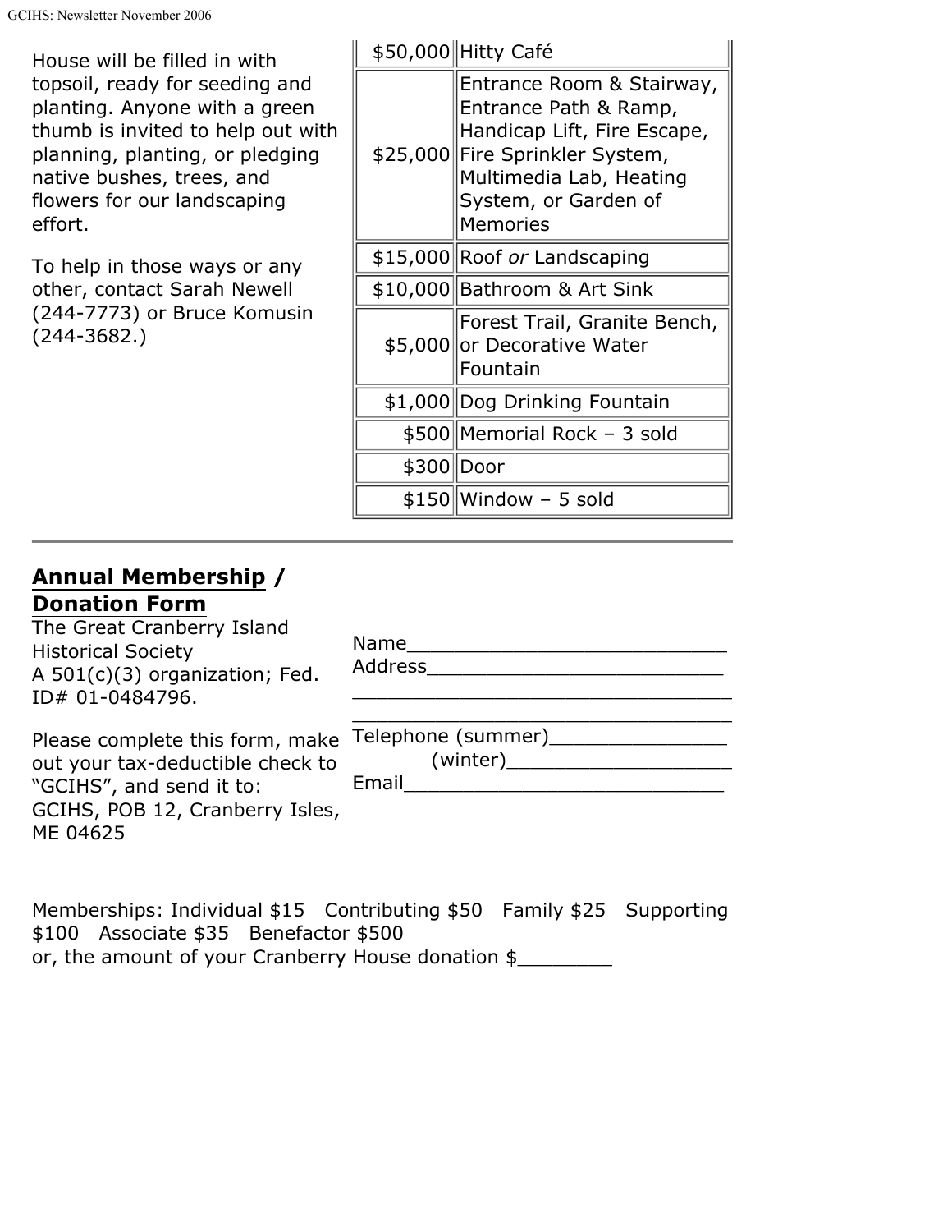House will be filled in with topsoil, ready for seeding and planting. Anyone with a green thumb is invited to help out with planning, planting, or pledging native bushes, trees, and flowers for our landscaping effort.

To help in those ways or any other, contact Sarah Newell (244-7773) or Bruce Komusin (244-3682.)

| | |
|---|---|
| $50,000 | Hitty Café |
| $25,000 | Entrance Room & Stairway, Entrance Path & Ramp, Handicap Lift, Fire Escape, Fire Sprinkler System, Multimedia Lab, Heating System, or Garden of Memories |
| $15,000 | Roof *or* Landscaping |
| $10,000 | Bathroom & Art Sink |
| $5,000 | Forest Trail, Granite Bench, or Decorative Water Fountain |
| $1,000 | Dog Drinking Fountain |
| $500 | Memorial Rock – 3 sold |
| $300 | Door |
| $150 | Window – 5 sold |

---

## Annual Membership / Donation Form

The Great Cranberry Island Historical Society
A 501(c)(3) organization; Fed. ID# 01-0484796.

Please complete this form, make out your tax-deductible check to "GCIHS", and send it to: GCIHS, POB 12, Cranberry Isles, ME 04625

Name___________________________
Address_________________________
________________________________
________________________________
Telephone (summer)_______________
(winter)__________________
Email___________________________

Memberships: Individual $15   Contributing $50   Family $25   Supporting $100   Associate $35   Benefactor $500
or, the amount of your Cranberry House donation $________